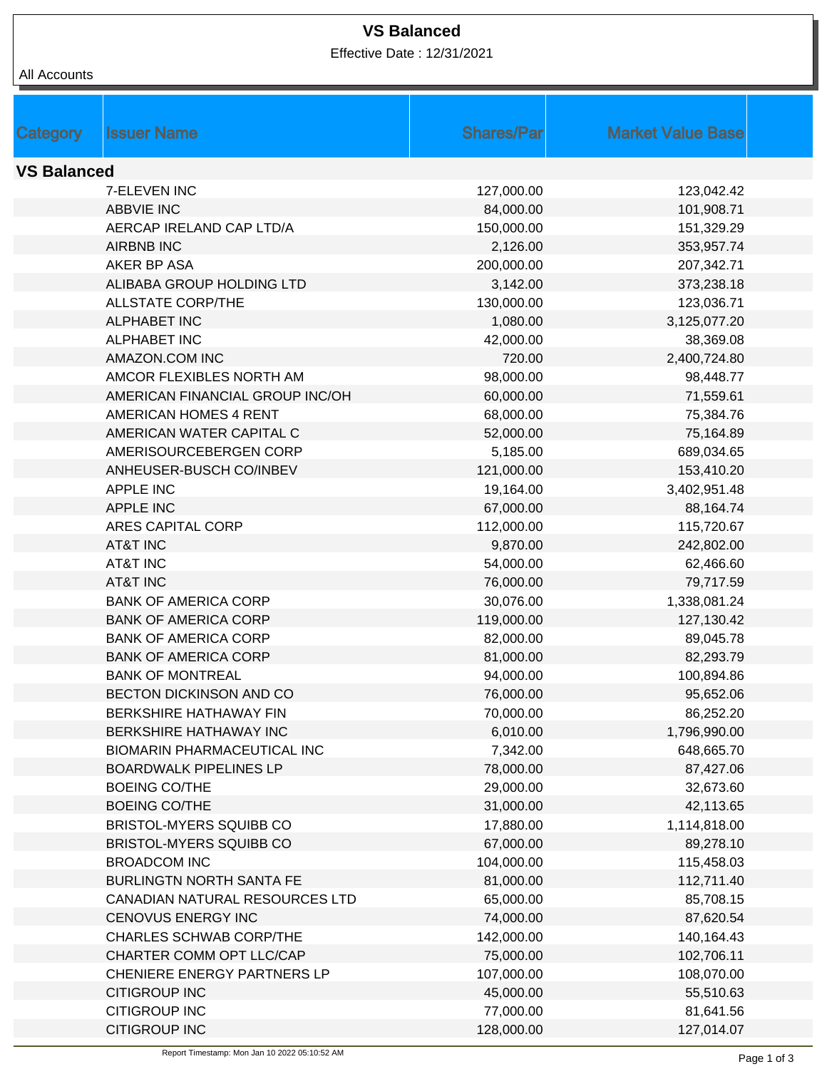# VS Balanced

Effective Date : 12/31/2021

All Accounts

| Category | Issuer Name | Shares/Par | Market Value Base |
|---|---|---|---|
| **VS Balanced** | | | |
| | 7-ELEVEN INC | 127,000.00 | 123,042.42 |
| | ABBVIE INC | 84,000.00 | 101,908.71 |
| | AERCAP IRELAND CAP LTD/A | 150,000.00 | 151,329.29 |
| | AIRBNB INC | 2,126.00 | 353,957.74 |
| | AKER BP ASA | 200,000.00 | 207,342.71 |
| | ALIBABA GROUP HOLDING LTD | 3,142.00 | 373,238.18 |
| | ALLSTATE CORP/THE | 130,000.00 | 123,036.71 |
| | ALPHABET INC | 1,080.00 | 3,125,077.20 |
| | ALPHABET INC | 42,000.00 | 38,369.08 |
| | AMAZON.COM INC | 720.00 | 2,400,724.80 |
| | AMCOR FLEXIBLES NORTH AM | 98,000.00 | 98,448.77 |
| | AMERICAN FINANCIAL GROUP INC/OH | 60,000.00 | 71,559.61 |
| | AMERICAN HOMES 4 RENT | 68,000.00 | 75,384.76 |
| | AMERICAN WATER CAPITAL C | 52,000.00 | 75,164.89 |
| | AMERISOURCEBERGEN CORP | 5,185.00 | 689,034.65 |
| | ANHEUSER-BUSCH CO/INBEV | 121,000.00 | 153,410.20 |
| | APPLE INC | 19,164.00 | 3,402,951.48 |
| | APPLE INC | 67,000.00 | 88,164.74 |
| | ARES CAPITAL CORP | 112,000.00 | 115,720.67 |
| | AT&T INC | 9,870.00 | 242,802.00 |
| | AT&T INC | 54,000.00 | 62,466.60 |
| | AT&T INC | 76,000.00 | 79,717.59 |
| | BANK OF AMERICA CORP | 30,076.00 | 1,338,081.24 |
| | BANK OF AMERICA CORP | 119,000.00 | 127,130.42 |
| | BANK OF AMERICA CORP | 82,000.00 | 89,045.78 |
| | BANK OF AMERICA CORP | 81,000.00 | 82,293.79 |
| | BANK OF MONTREAL | 94,000.00 | 100,894.86 |
| | BECTON DICKINSON AND CO | 76,000.00 | 95,652.06 |
| | BERKSHIRE HATHAWAY FIN | 70,000.00 | 86,252.20 |
| | BERKSHIRE HATHAWAY INC | 6,010.00 | 1,796,990.00 |
| | BIOMARIN PHARMACEUTICAL INC | 7,342.00 | 648,665.70 |
| | BOARDWALK PIPELINES LP | 78,000.00 | 87,427.06 |
| | BOEING CO/THE | 29,000.00 | 32,673.60 |
| | BOEING CO/THE | 31,000.00 | 42,113.65 |
| | BRISTOL-MYERS SQUIBB CO | 17,880.00 | 1,114,818.00 |
| | BRISTOL-MYERS SQUIBB CO | 67,000.00 | 89,278.10 |
| | BROADCOM INC | 104,000.00 | 115,458.03 |
| | BURLINGTN NORTH SANTA FE | 81,000.00 | 112,711.40 |
| | CANADIAN NATURAL RESOURCES LTD | 65,000.00 | 85,708.15 |
| | CENOVUS ENERGY INC | 74,000.00 | 87,620.54 |
| | CHARLES SCHWAB CORP/THE | 142,000.00 | 140,164.43 |
| | CHARTER COMM OPT LLC/CAP | 75,000.00 | 102,706.11 |
| | CHENIERE ENERGY PARTNERS LP | 107,000.00 | 108,070.00 |
| | CITIGROUP INC | 45,000.00 | 55,510.63 |
| | CITIGROUP INC | 77,000.00 | 81,641.56 |
| | CITIGROUP INC | 128,000.00 | 127,014.07 |

Report Timestamp: Mon Jan 10 2022 05:10:52 AM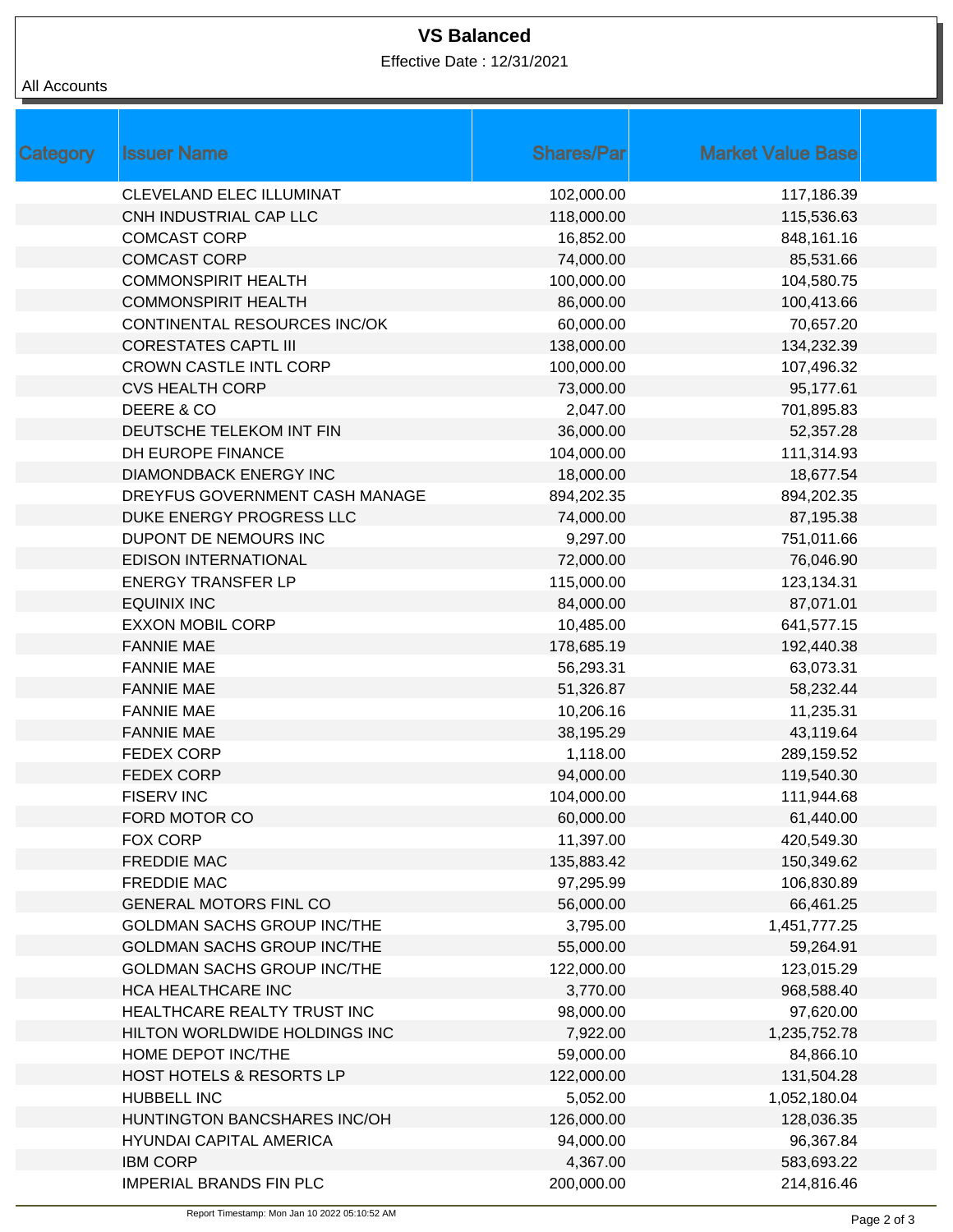# VS Balanced

Effective Date : 12/31/2021

All Accounts

| Category | Issuer Name | Shares/Par | Market Value Base |
|---|---|---|---|
| | CLEVELAND ELEC ILLUMINAT | 102,000.00 | 117,186.39 |
| | CNH INDUSTRIAL CAP LLC | 118,000.00 | 115,536.63 |
| | COMCAST CORP | 16,852.00 | 848,161.16 |
| | COMCAST CORP | 74,000.00 | 85,531.66 |
| | COMMONSPIRIT HEALTH | 100,000.00 | 104,580.75 |
| | COMMONSPIRIT HEALTH | 86,000.00 | 100,413.66 |
| | CONTINENTAL RESOURCES INC/OK | 60,000.00 | 70,657.20 |
| | CORESTATES CAPTL III | 138,000.00 | 134,232.39 |
| | CROWN CASTLE INTL CORP | 100,000.00 | 107,496.32 |
| | CVS HEALTH CORP | 73,000.00 | 95,177.61 |
| | DEERE & CO | 2,047.00 | 701,895.83 |
| | DEUTSCHE TELEKOM INT FIN | 36,000.00 | 52,357.28 |
| | DH EUROPE FINANCE | 104,000.00 | 111,314.93 |
| | DIAMONDBACK ENERGY INC | 18,000.00 | 18,677.54 |
| | DREYFUS GOVERNMENT CASH MANAGE | 894,202.35 | 894,202.35 |
| | DUKE ENERGY PROGRESS LLC | 74,000.00 | 87,195.38 |
| | DUPONT DE NEMOURS INC | 9,297.00 | 751,011.66 |
| | EDISON INTERNATIONAL | 72,000.00 | 76,046.90 |
| | ENERGY TRANSFER LP | 115,000.00 | 123,134.31 |
| | EQUINIX INC | 84,000.00 | 87,071.01 |
| | EXXON MOBIL CORP | 10,485.00 | 641,577.15 |
| | FANNIE MAE | 178,685.19 | 192,440.38 |
| | FANNIE MAE | 56,293.31 | 63,073.31 |
| | FANNIE MAE | 51,326.87 | 58,232.44 |
| | FANNIE MAE | 10,206.16 | 11,235.31 |
| | FANNIE MAE | 38,195.29 | 43,119.64 |
| | FEDEX CORP | 1,118.00 | 289,159.52 |
| | FEDEX CORP | 94,000.00 | 119,540.30 |
| | FISERV INC | 104,000.00 | 111,944.68 |
| | FORD MOTOR CO | 60,000.00 | 61,440.00 |
| | FOX CORP | 11,397.00 | 420,549.30 |
| | FREDDIE MAC | 135,883.42 | 150,349.62 |
| | FREDDIE MAC | 97,295.99 | 106,830.89 |
| | GENERAL MOTORS FINL CO | 56,000.00 | 66,461.25 |
| | GOLDMAN SACHS GROUP INC/THE | 3,795.00 | 1,451,777.25 |
| | GOLDMAN SACHS GROUP INC/THE | 55,000.00 | 59,264.91 |
| | GOLDMAN SACHS GROUP INC/THE | 122,000.00 | 123,015.29 |
| | HCA HEALTHCARE INC | 3,770.00 | 968,588.40 |
| | HEALTHCARE REALTY TRUST INC | 98,000.00 | 97,620.00 |
| | HILTON WORLDWIDE HOLDINGS INC | 7,922.00 | 1,235,752.78 |
| | HOME DEPOT INC/THE | 59,000.00 | 84,866.10 |
| | HOST HOTELS & RESORTS LP | 122,000.00 | 131,504.28 |
| | HUBBELL INC | 5,052.00 | 1,052,180.04 |
| | HUNTINGTON BANCSHARES INC/OH | 126,000.00 | 128,036.35 |
| | HYUNDAI CAPITAL AMERICA | 94,000.00 | 96,367.84 |
| | IBM CORP | 4,367.00 | 583,693.22 |
| | IMPERIAL BRANDS FIN PLC | 200,000.00 | 214,816.46 |

Report Timestamp: Mon Jan 10 2022 05:10:52 AM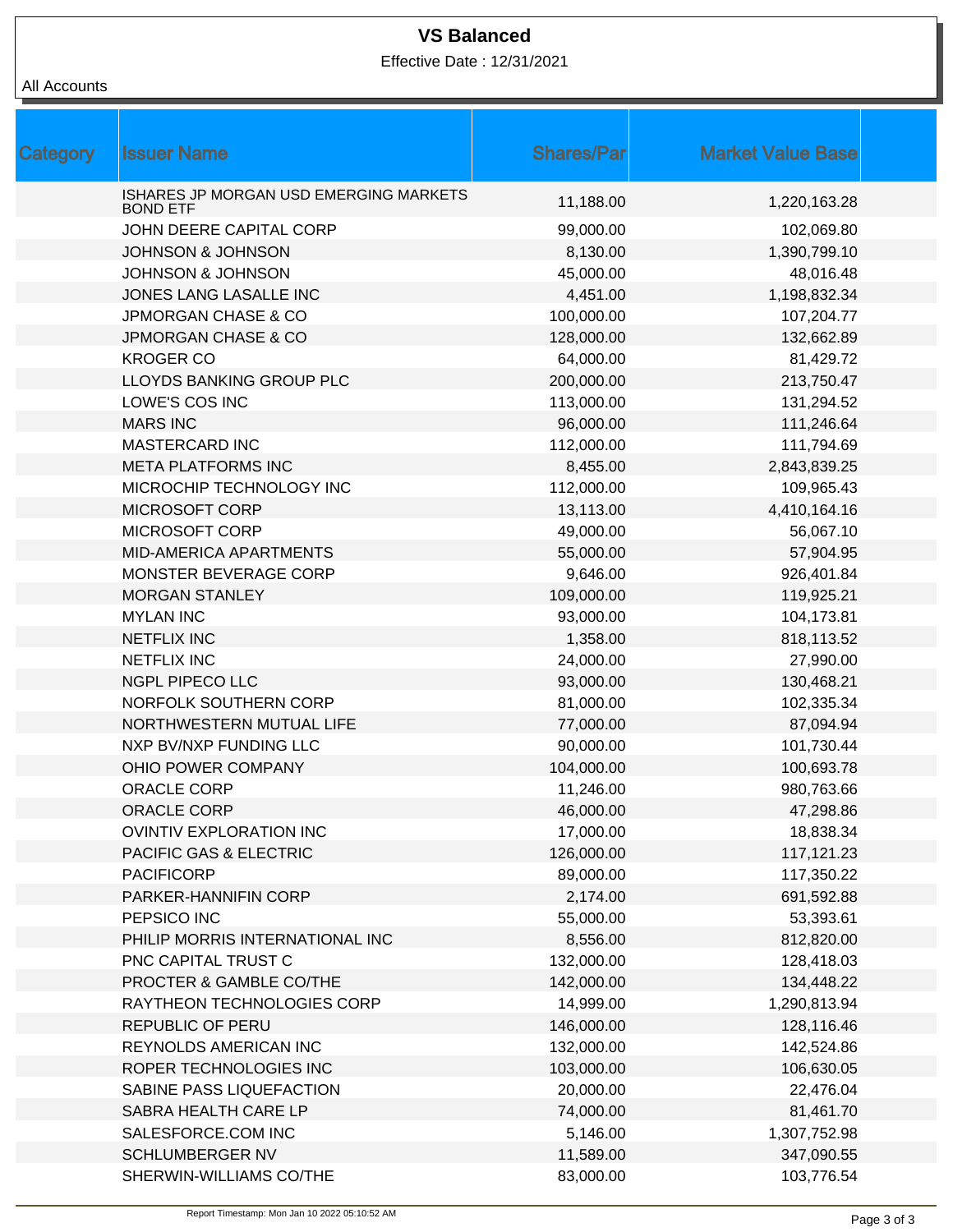# VS Balanced

Effective Date : 12/31/2021

All Accounts

| Category | Issuer Name | Shares/Par | Market Value Base |
|---|---|---|---|
| | ISHARES JP MORGAN USD EMERGING MARKETS BOND ETF | 11,188.00 | 1,220,163.28 |
| | JOHN DEERE CAPITAL CORP | 99,000.00 | 102,069.80 |
| | JOHNSON & JOHNSON | 8,130.00 | 1,390,799.10 |
| | JOHNSON & JOHNSON | 45,000.00 | 48,016.48 |
| | JONES LANG LASALLE INC | 4,451.00 | 1,198,832.34 |
| | JPMORGAN CHASE & CO | 100,000.00 | 107,204.77 |
| | JPMORGAN CHASE & CO | 128,000.00 | 132,662.89 |
| | KROGER CO | 64,000.00 | 81,429.72 |
| | LLOYDS BANKING GROUP PLC | 200,000.00 | 213,750.47 |
| | LOWE'S COS INC | 113,000.00 | 131,294.52 |
| | MARS INC | 96,000.00 | 111,246.64 |
| | MASTERCARD INC | 112,000.00 | 111,794.69 |
| | META PLATFORMS INC | 8,455.00 | 2,843,839.25 |
| | MICROCHIP TECHNOLOGY INC | 112,000.00 | 109,965.43 |
| | MICROSOFT CORP | 13,113.00 | 4,410,164.16 |
| | MICROSOFT CORP | 49,000.00 | 56,067.10 |
| | MID-AMERICA APARTMENTS | 55,000.00 | 57,904.95 |
| | MONSTER BEVERAGE CORP | 9,646.00 | 926,401.84 |
| | MORGAN STANLEY | 109,000.00 | 119,925.21 |
| | MYLAN INC | 93,000.00 | 104,173.81 |
| | NETFLIX INC | 1,358.00 | 818,113.52 |
| | NETFLIX INC | 24,000.00 | 27,990.00 |
| | NGPL PIPECO LLC | 93,000.00 | 130,468.21 |
| | NORFOLK SOUTHERN CORP | 81,000.00 | 102,335.34 |
| | NORTHWESTERN MUTUAL LIFE | 77,000.00 | 87,094.94 |
| | NXP BV/NXP FUNDING LLC | 90,000.00 | 101,730.44 |
| | OHIO POWER COMPANY | 104,000.00 | 100,693.78 |
| | ORACLE CORP | 11,246.00 | 980,763.66 |
| | ORACLE CORP | 46,000.00 | 47,298.86 |
| | OVINTIV EXPLORATION INC | 17,000.00 | 18,838.34 |
| | PACIFIC GAS & ELECTRIC | 126,000.00 | 117,121.23 |
| | PACIFICORP | 89,000.00 | 117,350.22 |
| | PARKER-HANNIFIN CORP | 2,174.00 | 691,592.88 |
| | PEPSICO INC | 55,000.00 | 53,393.61 |
| | PHILIP MORRIS INTERNATIONAL INC | 8,556.00 | 812,820.00 |
| | PNC CAPITAL TRUST C | 132,000.00 | 128,418.03 |
| | PROCTER & GAMBLE CO/THE | 142,000.00 | 134,448.22 |
| | RAYTHEON TECHNOLOGIES CORP | 14,999.00 | 1,290,813.94 |
| | REPUBLIC OF PERU | 146,000.00 | 128,116.46 |
| | REYNOLDS AMERICAN INC | 132,000.00 | 142,524.86 |
| | ROPER TECHNOLOGIES INC | 103,000.00 | 106,630.05 |
| | SABINE PASS LIQUEFACTION | 20,000.00 | 22,476.04 |
| | SABRA HEALTH CARE LP | 74,000.00 | 81,461.70 |
| | SALESFORCE.COM INC | 5,146.00 | 1,307,752.98 |
| | SCHLUMBERGER NV | 11,589.00 | 347,090.55 |
| | SHERWIN-WILLIAMS CO/THE | 83,000.00 | 103,776.54 |

Report Timestamp: Mon Jan 10 2022 05:10:52 AM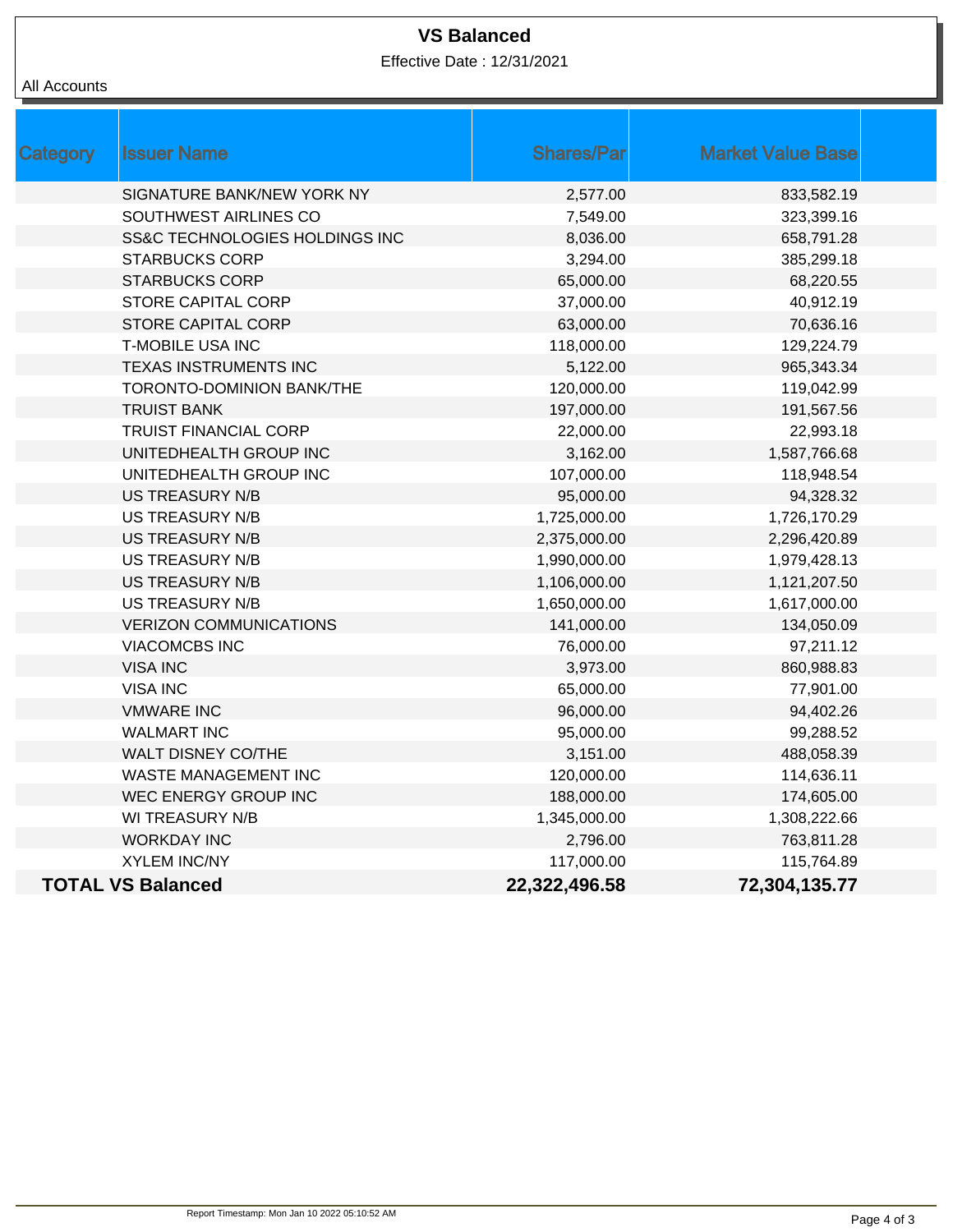# VS Balanced

Effective Date : 12/31/2021

All Accounts

| Category | Issuer Name | Shares/Par | Market Value Base |
|---|---|---|---|
| | SIGNATURE BANK/NEW YORK NY | 2,577.00 | 833,582.19 |
| | SOUTHWEST AIRLINES CO | 7,549.00 | 323,399.16 |
| | SS&C TECHNOLOGIES HOLDINGS INC | 8,036.00 | 658,791.28 |
| | STARBUCKS CORP | 3,294.00 | 385,299.18 |
| | STARBUCKS CORP | 65,000.00 | 68,220.55 |
| | STORE CAPITAL CORP | 37,000.00 | 40,912.19 |
| | STORE CAPITAL CORP | 63,000.00 | 70,636.16 |
| | T-MOBILE USA INC | 118,000.00 | 129,224.79 |
| | TEXAS INSTRUMENTS INC | 5,122.00 | 965,343.34 |
| | TORONTO-DOMINION BANK/THE | 120,000.00 | 119,042.99 |
| | TRUIST BANK | 197,000.00 | 191,567.56 |
| | TRUIST FINANCIAL CORP | 22,000.00 | 22,993.18 |
| | UNITEDHEALTH GROUP INC | 3,162.00 | 1,587,766.68 |
| | UNITEDHEALTH GROUP INC | 107,000.00 | 118,948.54 |
| | US TREASURY N/B | 95,000.00 | 94,328.32 |
| | US TREASURY N/B | 1,725,000.00 | 1,726,170.29 |
| | US TREASURY N/B | 2,375,000.00 | 2,296,420.89 |
| | US TREASURY N/B | 1,990,000.00 | 1,979,428.13 |
| | US TREASURY N/B | 1,106,000.00 | 1,121,207.50 |
| | US TREASURY N/B | 1,650,000.00 | 1,617,000.00 |
| | VERIZON COMMUNICATIONS | 141,000.00 | 134,050.09 |
| | VIACOMCBS INC | 76,000.00 | 97,211.12 |
| | VISA INC | 3,973.00 | 860,988.83 |
| | VISA INC | 65,000.00 | 77,901.00 |
| | VMWARE INC | 96,000.00 | 94,402.26 |
| | WALMART INC | 95,000.00 | 99,288.52 |
| | WALT DISNEY CO/THE | 3,151.00 | 488,058.39 |
| | WASTE MANAGEMENT INC | 120,000.00 | 114,636.11 |
| | WEC ENERGY GROUP INC | 188,000.00 | 174,605.00 |
| | WI TREASURY N/B | 1,345,000.00 | 1,308,222.66 |
| | WORKDAY INC | 2,796.00 | 763,811.28 |
| | XYLEM INC/NY | 117,000.00 | 115,764.89 |
| **TOTAL VS Balanced** | | **22,322,496.58** | **72,304,135.77** |

Report Timestamp: Mon Jan 10 2022 05:10:52 AM